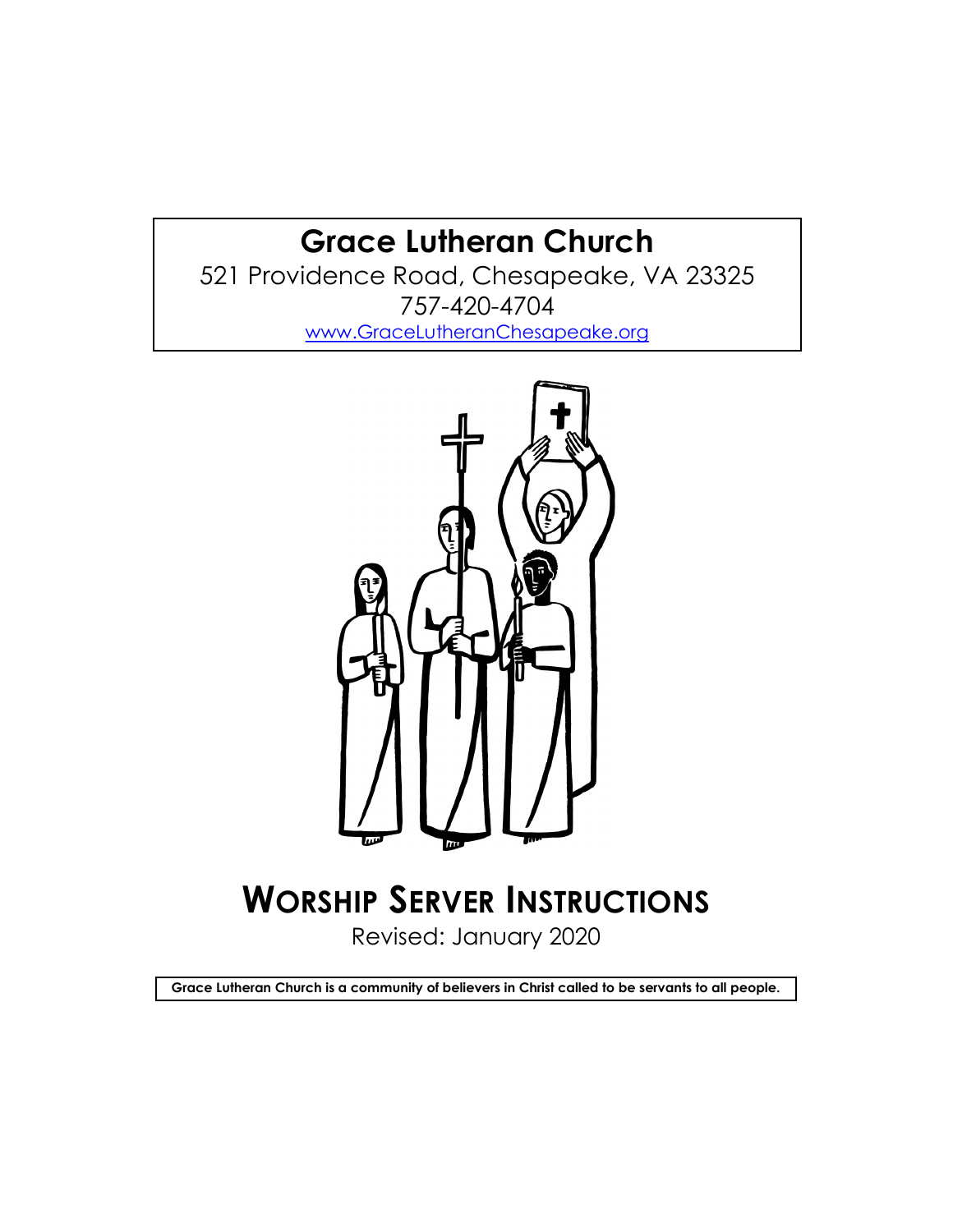# Grace Lutheran Church

521 Providence Road, Chesapeake, VA 23325

757-420-4704

www.GraceLutheranChesapeake.org

# WORSHIP SERVER INSTRUCTIONS

Revised: January 2020

**Grace Lutheran Church is a community of believers in Christ called to be servants to all people.**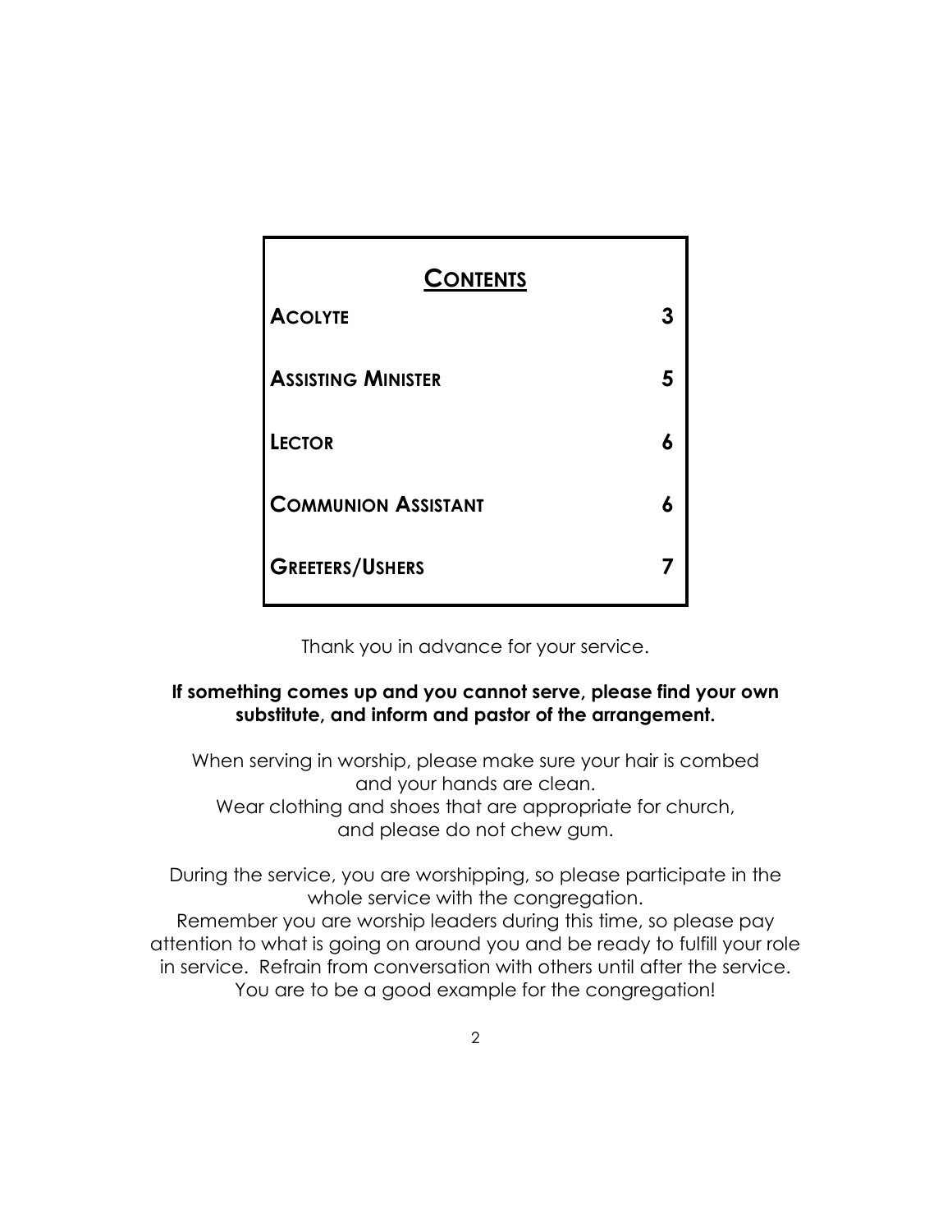## Contents

| | |
| --- | --- |
| **Acolyte** | **3** |
| **Assisting Minister** | **5** |
| **Lector** | **6** |
| **Communion Assistant** | **6** |
| **Greeters/Ushers** | **7** |

Thank you in advance for your service.

**If something comes up and you cannot serve, please find your own substitute, and inform and pastor of the arrangement.**

When serving in worship, please make sure your hair is combed and your hands are clean.
Wear clothing and shoes that are appropriate for church, and please do not chew gum.

During the service, you are worshipping, so please participate in the whole service with the congregation.
Remember you are worship leaders during this time, so please pay attention to what is going on around you and be ready to fulfill your role in service. Refrain from conversation with others until after the service.
You are to be a good example for the congregation!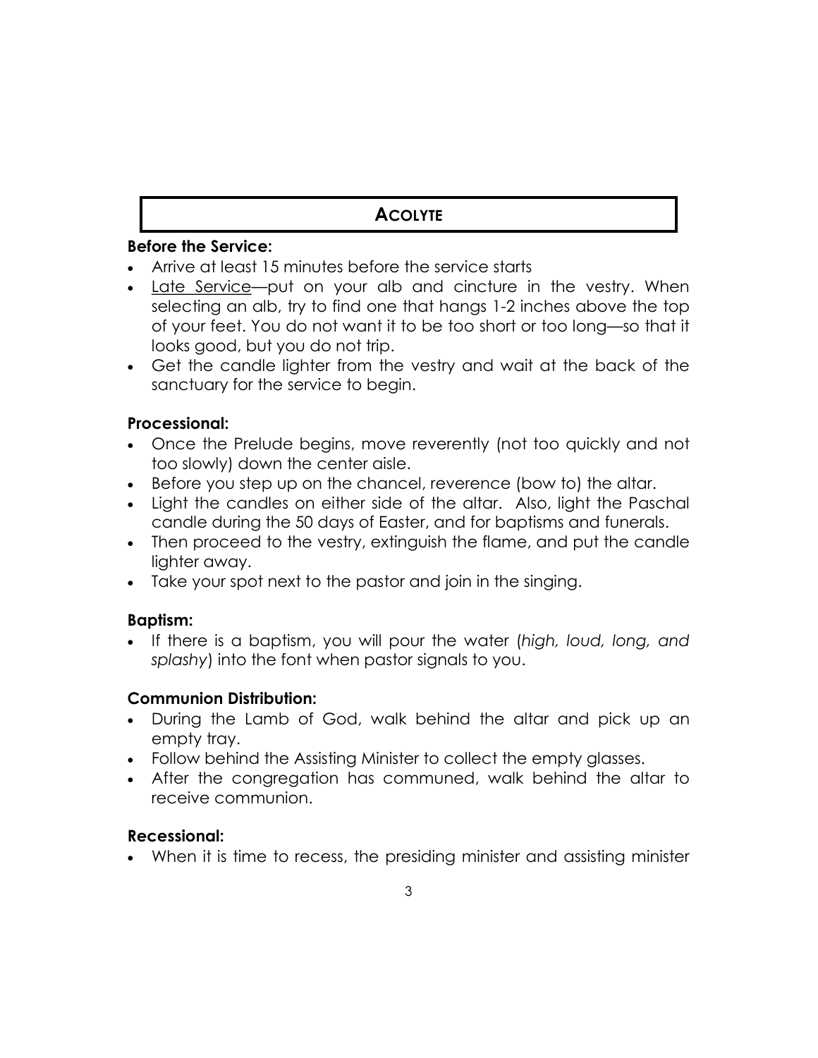## ACOLYTE

**Before the Service:**

- Arrive at least 15 minutes before the service starts
- <u>Late Service</u>—put on your alb and cincture in the vestry. When selecting an alb, try to find one that hangs 1-2 inches above the top of your feet. You do not want it to be too short or too long—so that it looks good, but you do not trip.
- Get the candle lighter from the vestry and wait at the back of the sanctuary for the service to begin.

**Processional:**

- Once the Prelude begins, move reverently (not too quickly and not too slowly) down the center aisle.
- Before you step up on the chancel, reverence (bow to) the altar.
- Light the candles on either side of the altar. Also, light the Paschal candle during the 50 days of Easter, and for baptisms and funerals.
- Then proceed to the vestry, extinguish the flame, and put the candle lighter away.
- Take your spot next to the pastor and join in the singing.

**Baptism:**

- If there is a baptism, you will pour the water (*high, loud, long, and splashy*) into the font when pastor signals to you.

**Communion Distribution:**

- During the Lamb of God, walk behind the altar and pick up an empty tray.
- Follow behind the Assisting Minister to collect the empty glasses.
- After the congregation has communed, walk behind the altar to receive communion.

**Recessional:**

- When it is time to recess, the presiding minister and assisting minister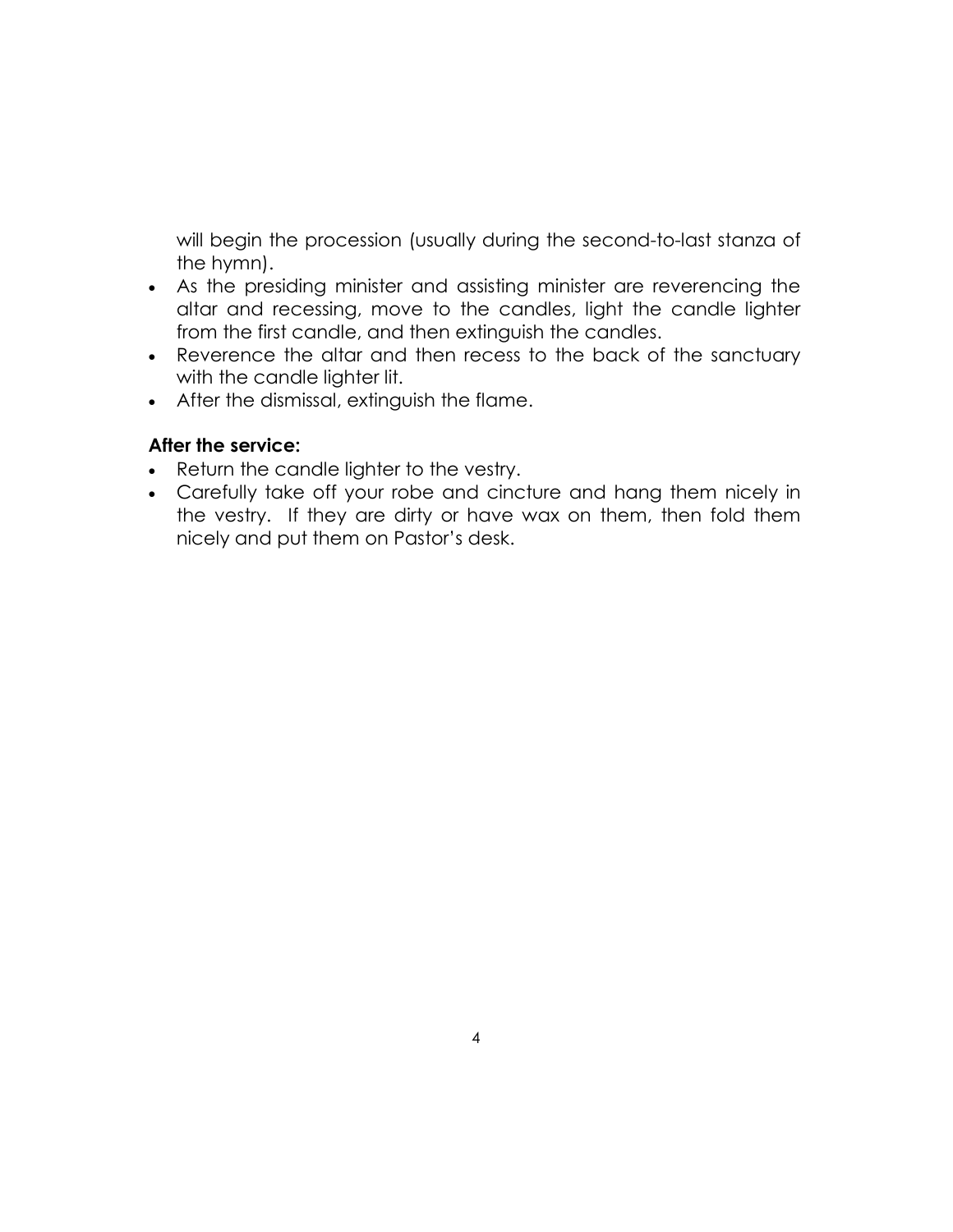will begin the procession (usually during the second-to-last stanza of the hymn).

- As the presiding minister and assisting minister are reverencing the altar and recessing, move to the candles, light the candle lighter from the first candle, and then extinguish the candles.
- Reverence the altar and then recess to the back of the sanctuary with the candle lighter lit.
- After the dismissal, extinguish the flame.

**After the service:**

- Return the candle lighter to the vestry.
- Carefully take off your robe and cincture and hang them nicely in the vestry. If they are dirty or have wax on them, then fold them nicely and put them on Pastor's desk.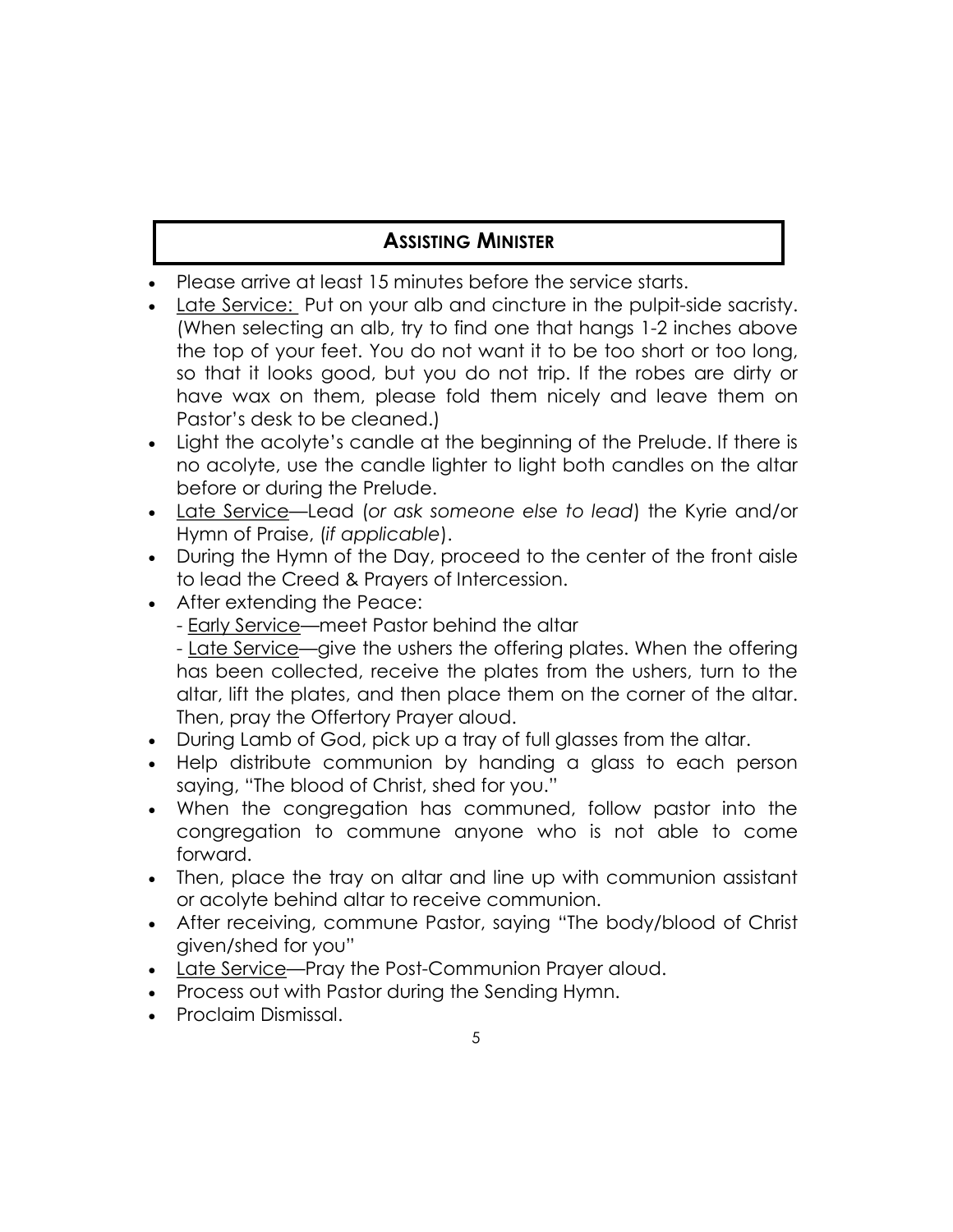## ASSISTING MINISTER

- Please arrive at least 15 minutes before the service starts.
- <u>Late Service:</u> Put on your alb and cincture in the pulpit-side sacristy. (When selecting an alb, try to find one that hangs 1-2 inches above the top of your feet. You do not want it to be too short or too long, so that it looks good, but you do not trip. If the robes are dirty or have wax on them, please fold them nicely and leave them on Pastor's desk to be cleaned.)
- Light the acolyte's candle at the beginning of the Prelude. If there is no acolyte, use the candle lighter to light both candles on the altar before or during the Prelude.
- <u>Late Service</u>—Lead (*or ask someone else to lead*) the Kyrie and/or Hymn of Praise, (*if applicable*).
- During the Hymn of the Day, proceed to the center of the front aisle to lead the Creed & Prayers of Intercession.
- After extending the Peace:
  - <u>Early Service</u>—meet Pastor behind the altar
  - <u>Late Service</u>—give the ushers the offering plates. When the offering has been collected, receive the plates from the ushers, turn to the altar, lift the plates, and then place them on the corner of the altar. Then, pray the Offertory Prayer aloud.
- During Lamb of God, pick up a tray of full glasses from the altar.
- Help distribute communion by handing a glass to each person saying, "The blood of Christ, shed for you."
- When the congregation has communed, follow pastor into the congregation to commune anyone who is not able to come forward.
- Then, place the tray on altar and line up with communion assistant or acolyte behind altar to receive communion.
- After receiving, commune Pastor, saying "The body/blood of Christ given/shed for you"
- <u>Late Service</u>—Pray the Post-Communion Prayer aloud.
- Process out with Pastor during the Sending Hymn.
- Proclaim Dismissal.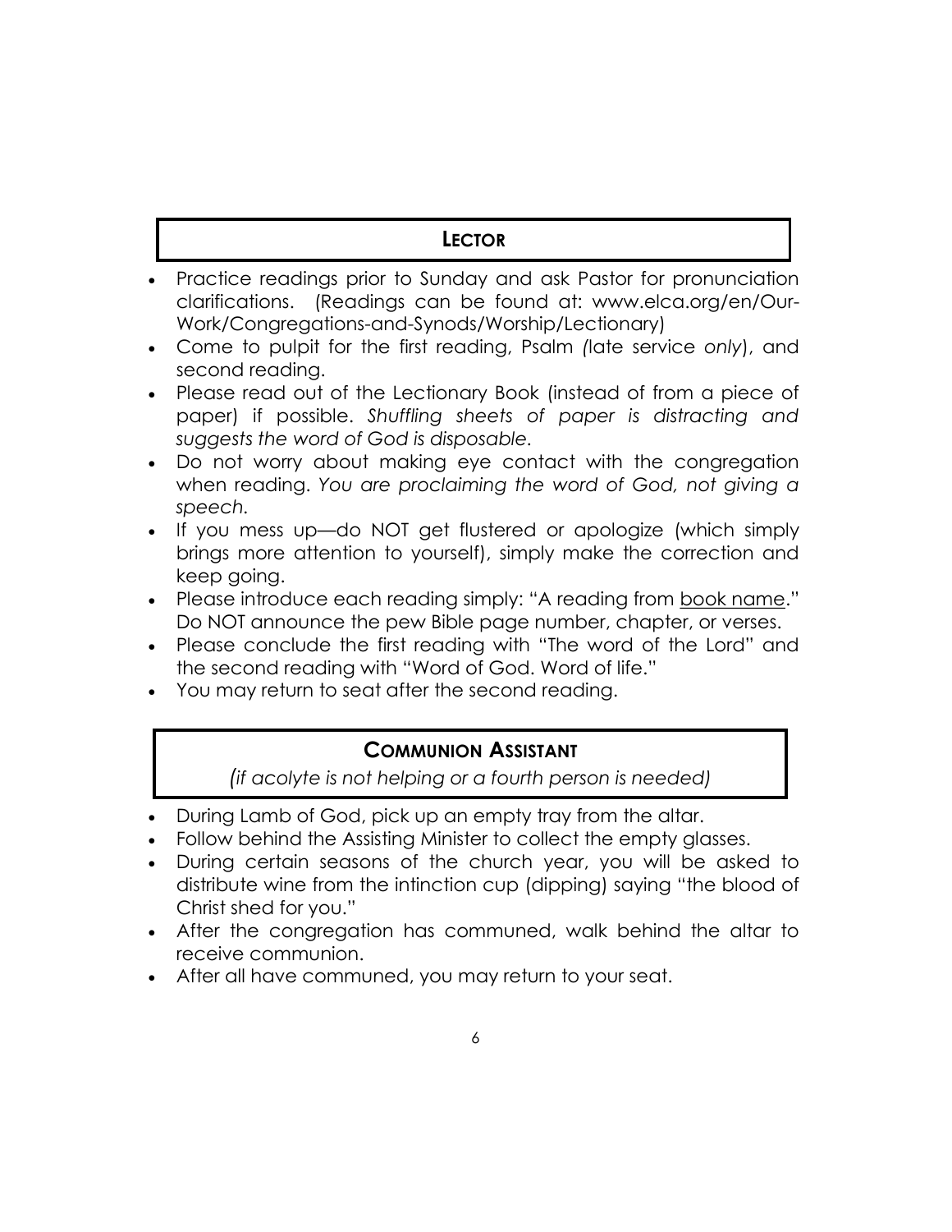## LECTOR

- Practice readings prior to Sunday and ask Pastor for pronunciation clarifications. (Readings can be found at: www.elca.org/en/Our-Work/Congregations-and-Synods/Worship/Lectionary)
- Come to pulpit for the first reading, Psalm *(*late service *only*), and second reading.
- Please read out of the Lectionary Book (instead of from a piece of paper) if possible. *Shuffling sheets of paper is distracting and suggests the word of God is disposable.*
- Do not worry about making eye contact with the congregation when reading. *You are proclaiming the word of God, not giving a speech.*
- If you mess up—do NOT get flustered or apologize (which simply brings more attention to yourself), simply make the correction and keep going.
- Please introduce each reading simply: "A reading from <u>book name</u>." Do NOT announce the pew Bible page number, chapter, or verses.
- Please conclude the first reading with "The word of the Lord" and the second reading with "Word of God. Word of life."
- You may return to seat after the second reading.

## COMMUNION ASSISTANT

*(if acolyte is not helping or a fourth person is needed)*

- During Lamb of God, pick up an empty tray from the altar.
- Follow behind the Assisting Minister to collect the empty glasses.
- During certain seasons of the church year, you will be asked to distribute wine from the intinction cup (dipping) saying "the blood of Christ shed for you."
- After the congregation has communed, walk behind the altar to receive communion.
- After all have communed, you may return to your seat.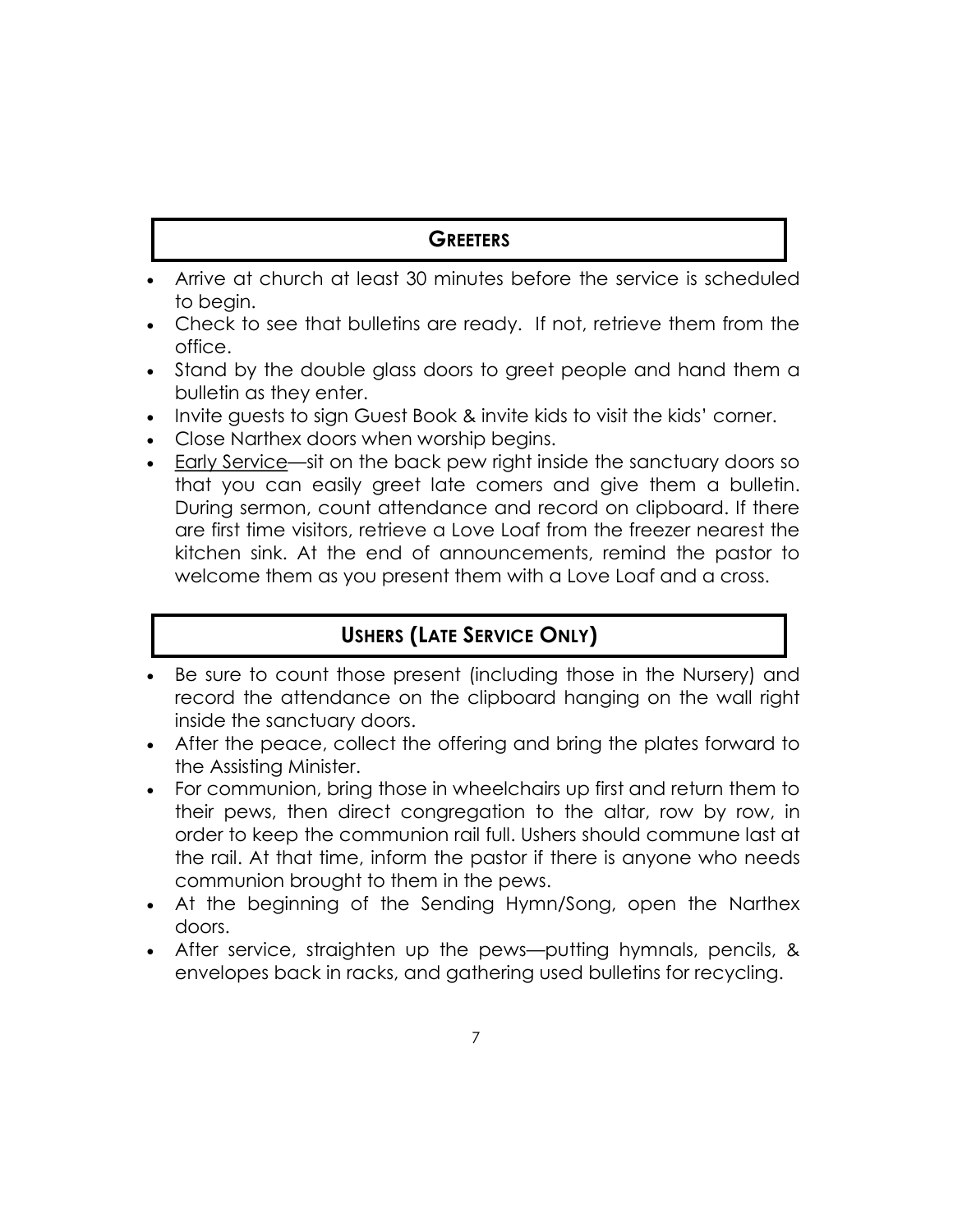## GREETERS

- Arrive at church at least 30 minutes before the service is scheduled to begin.
- Check to see that bulletins are ready. If not, retrieve them from the office.
- Stand by the double glass doors to greet people and hand them a bulletin as they enter.
- Invite guests to sign Guest Book & invite kids to visit the kids' corner.
- Close Narthex doors when worship begins.
- Early Service—sit on the back pew right inside the sanctuary doors so that you can easily greet late comers and give them a bulletin. During sermon, count attendance and record on clipboard. If there are first time visitors, retrieve a Love Loaf from the freezer nearest the kitchen sink. At the end of announcements, remind the pastor to welcome them as you present them with a Love Loaf and a cross.

## USHERS (LATE SERVICE ONLY)

- Be sure to count those present (including those in the Nursery) and record the attendance on the clipboard hanging on the wall right inside the sanctuary doors.
- After the peace, collect the offering and bring the plates forward to the Assisting Minister.
- For communion, bring those in wheelchairs up first and return them to their pews, then direct congregation to the altar, row by row, in order to keep the communion rail full. Ushers should commune last at the rail. At that time, inform the pastor if there is anyone who needs communion brought to them in the pews.
- At the beginning of the Sending Hymn/Song, open the Narthex doors.
- After service, straighten up the pews—putting hymnals, pencils, & envelopes back in racks, and gathering used bulletins for recycling.